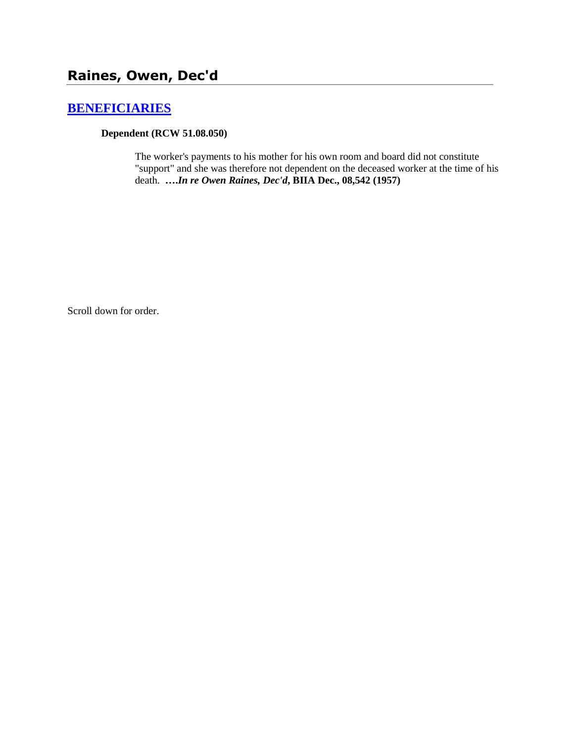# Raines, Owen, Dec'd

## BENEFICIARIES

**Dependent (RCW 51.08.050)**

The worker's payments to his mother for his own room and board did not constitute "support" and she was therefore not dependent on the deceased worker at the time of his death. ****….In re Owen Raines, Dec'd*, BIIA Dec., 08,542 (1957)**

Scroll down for order.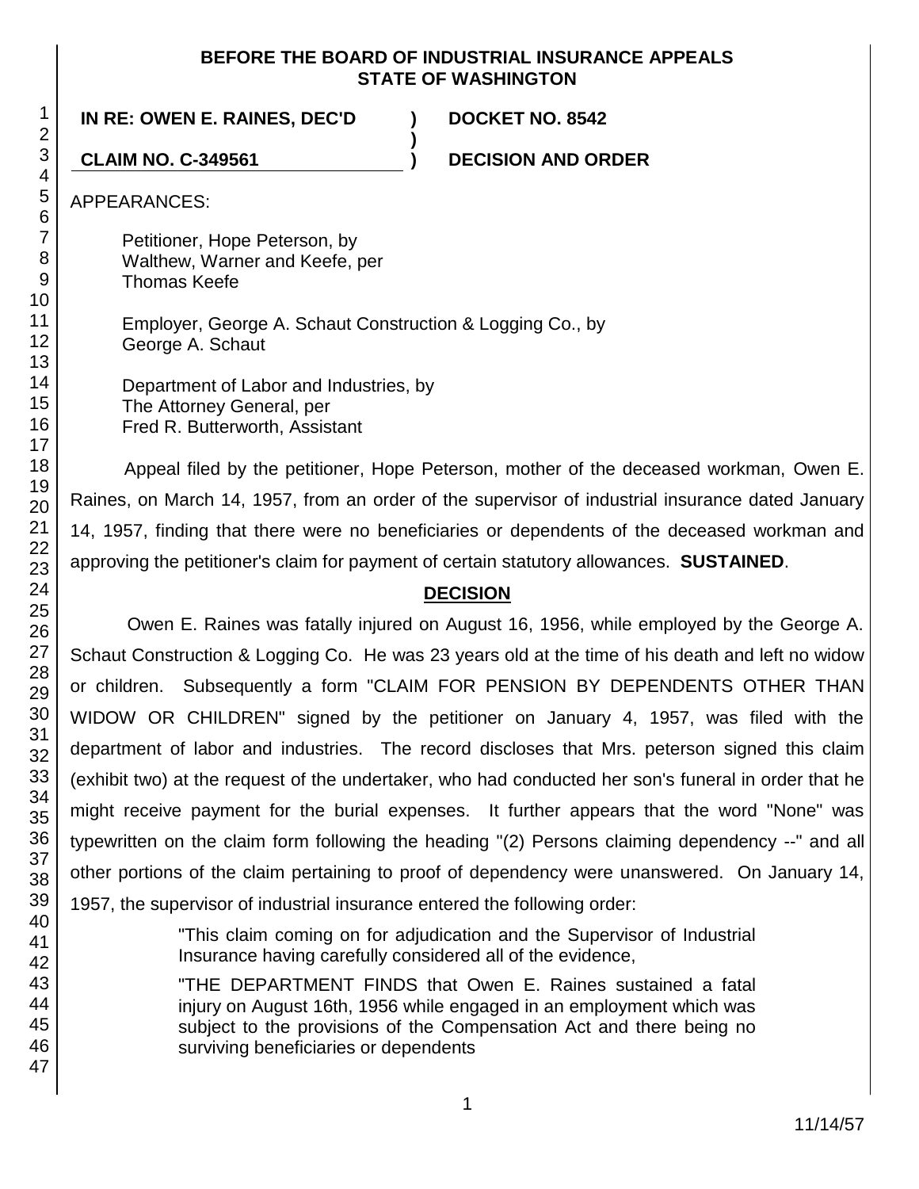**BEFORE THE BOARD OF INDUSTRIAL INSURANCE APPEALS STATE OF WASHINGTON**

**IN RE: OWEN E. RAINES, DEC'D ) DOCKET NO. 8542**

**CLAIM NO. C-349561 ) DECISION AND ORDER**

APPEARANCES:

Petitioner, Hope Peterson, by
Walthew, Warner and Keefe, per
Thomas Keefe

Employer, George A. Schaut Construction & Logging Co., by
George A. Schaut

Department of Labor and Industries, by
The Attorney General, per
Fred R. Butterworth, Assistant

Appeal filed by the petitioner, Hope Peterson, mother of the deceased workman, Owen E. Raines, on March 14, 1957, from an order of the supervisor of industrial insurance dated January 14, 1957, finding that there were no beneficiaries or dependents of the deceased workman and approving the petitioner's claim for payment of certain statutory allowances. **SUSTAINED**.

## DECISION

Owen E. Raines was fatally injured on August 16, 1956, while employed by the George A. Schaut Construction & Logging Co. He was 23 years old at the time of his death and left no widow or children. Subsequently a form "CLAIM FOR PENSION BY DEPENDENTS OTHER THAN WIDOW OR CHILDREN" signed by the petitioner on January 4, 1957, was filed with the department of labor and industries. The record discloses that Mrs. peterson signed this claim (exhibit two) at the request of the undertaker, who had conducted her son's funeral in order that he might receive payment for the burial expenses. It further appears that the word "None" was typewritten on the claim form following the heading "(2) Persons claiming dependency --" and all other portions of the claim pertaining to proof of dependency were unanswered. On January 14, 1957, the supervisor of industrial insurance entered the following order:

> "This claim coming on for adjudication and the Supervisor of Industrial Insurance having carefully considered all of the evidence,
>
> "THE DEPARTMENT FINDS that Owen E. Raines sustained a fatal injury on August 16th, 1956 while engaged in an employment which was subject to the provisions of the Compensation Act and there being no surviving beneficiaries or dependents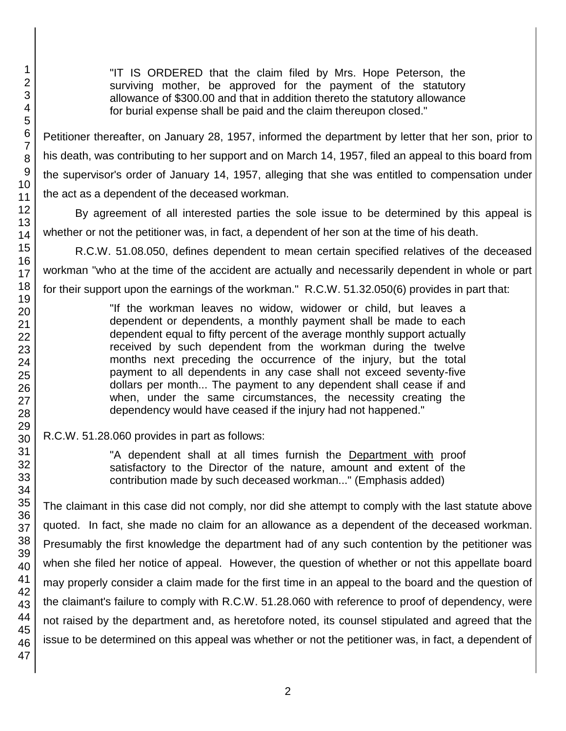> "IT IS ORDERED that the claim filed by Mrs. Hope Peterson, the surviving mother, be approved for the payment of the statutory allowance of $300.00 and that in addition thereto the statutory allowance for burial expense shall be paid and the claim thereupon closed."

Petitioner thereafter, on January 28, 1957, informed the department by letter that her son, prior to his death, was contributing to her support and on March 14, 1957, filed an appeal to this board from the supervisor's order of January 14, 1957, alleging that she was entitled to compensation under the act as a dependent of the deceased workman.

By agreement of all interested parties the sole issue to be determined by this appeal is whether or not the petitioner was, in fact, a dependent of her son at the time of his death.

R.C.W. 51.08.050, defines dependent to mean certain specified relatives of the deceased workman "who at the time of the accident are actually and necessarily dependent in whole or part for their support upon the earnings of the workman." R.C.W. 51.32.050(6) provides in part that:

> "If the workman leaves no widow, widower or child, but leaves a dependent or dependents, a monthly payment shall be made to each dependent equal to fifty percent of the average monthly support actually received by such dependent from the workman during the twelve months next preceding the occurrence of the injury, but the total payment to all dependents in any case shall not exceed seventy-five dollars per month... The payment to any dependent shall cease if and when, under the same circumstances, the necessity creating the dependency would have ceased if the injury had not happened."

R.C.W. 51.28.060 provides in part as follows:

> "A dependent shall at all times furnish the <u>Department with</u> proof satisfactory to the Director of the nature, amount and extent of the contribution made by such deceased workman..." (Emphasis added)

The claimant in this case did not comply, nor did she attempt to comply with the last statute above quoted. In fact, she made no claim for an allowance as a dependent of the deceased workman. Presumably the first knowledge the department had of any such contention by the petitioner was when she filed her notice of appeal. However, the question of whether or not this appellate board may properly consider a claim made for the first time in an appeal to the board and the question of the claimant's failure to comply with R.C.W. 51.28.060 with reference to proof of dependency, were not raised by the department and, as heretofore noted, its counsel stipulated and agreed that the issue to be determined on this appeal was whether or not the petitioner was, in fact, a dependent of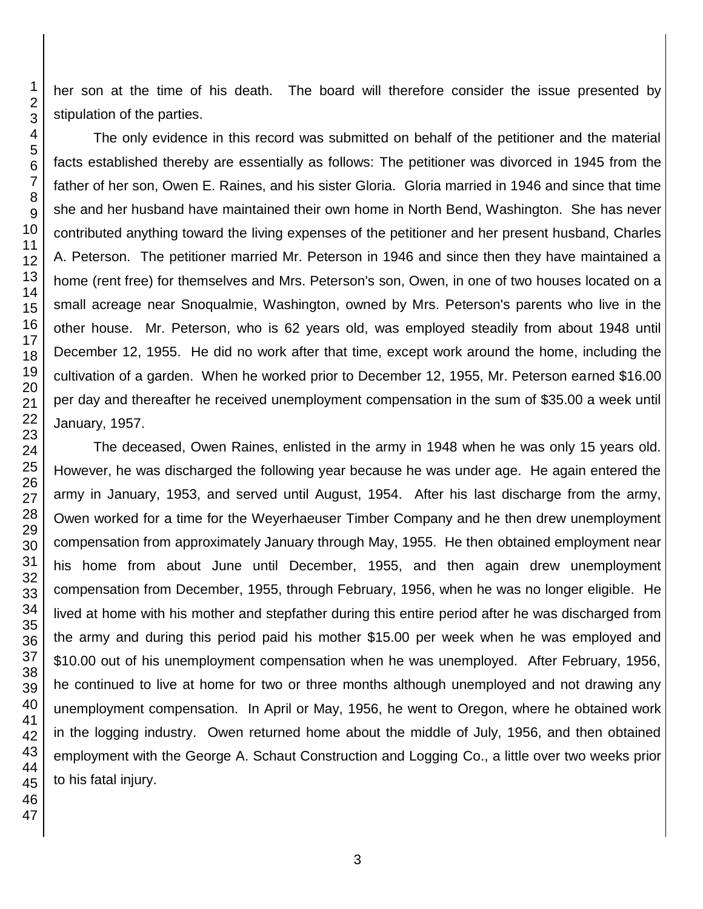her son at the time of his death. The board will therefore consider the issue presented by stipulation of the parties.

The only evidence in this record was submitted on behalf of the petitioner and the material facts established thereby are essentially as follows: The petitioner was divorced in 1945 from the father of her son, Owen E. Raines, and his sister Gloria. Gloria married in 1946 and since that time she and her husband have maintained their own home in North Bend, Washington. She has never contributed anything toward the living expenses of the petitioner and her present husband, Charles A. Peterson. The petitioner married Mr. Peterson in 1946 and since then they have maintained a home (rent free) for themselves and Mrs. Peterson's son, Owen, in one of two houses located on a small acreage near Snoqualmie, Washington, owned by Mrs. Peterson's parents who live in the other house. Mr. Peterson, who is 62 years old, was employed steadily from about 1948 until December 12, 1955. He did no work after that time, except work around the home, including the cultivation of a garden. When he worked prior to December 12, 1955, Mr. Peterson earned $16.00 per day and thereafter he received unemployment compensation in the sum of $35.00 a week until January, 1957.

The deceased, Owen Raines, enlisted in the army in 1948 when he was only 15 years old. However, he was discharged the following year because he was under age. He again entered the army in January, 1953, and served until August, 1954. After his last discharge from the army, Owen worked for a time for the Weyerhaeuser Timber Company and he then drew unemployment compensation from approximately January through May, 1955. He then obtained employment near his home from about June until December, 1955, and then again drew unemployment compensation from December, 1955, through February, 1956, when he was no longer eligible. He lived at home with his mother and stepfather during this entire period after he was discharged from the army and during this period paid his mother $15.00 per week when he was employed and $10.00 out of his unemployment compensation when he was unemployed. After February, 1956, he continued to live at home for two or three months although unemployed and not drawing any unemployment compensation. In April or May, 1956, he went to Oregon, where he obtained work in the logging industry. Owen returned home about the middle of July, 1956, and then obtained employment with the George A. Schaut Construction and Logging Co., a little over two weeks prior to his fatal injury.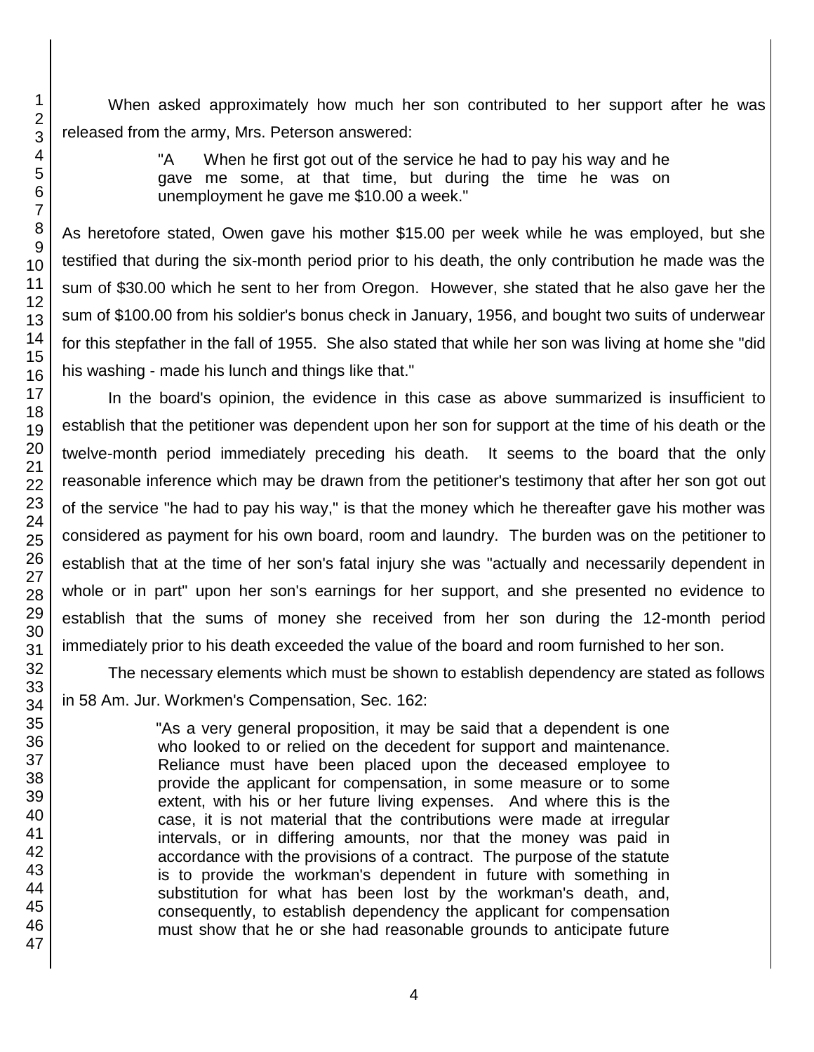When asked approximately how much her son contributed to her support after he was released from the army, Mrs. Peterson answered:

> "A When he first got out of the service he had to pay his way and he gave me some, at that time, but during the time he was on unemployment he gave me $10.00 a week."

As heretofore stated, Owen gave his mother $15.00 per week while he was employed, but she testified that during the six-month period prior to his death, the only contribution he made was the sum of $30.00 which he sent to her from Oregon. However, she stated that he also gave her the sum of $100.00 from his soldier's bonus check in January, 1956, and bought two suits of underwear for this stepfather in the fall of 1955. She also stated that while her son was living at home she "did his washing - made his lunch and things like that."

In the board's opinion, the evidence in this case as above summarized is insufficient to establish that the petitioner was dependent upon her son for support at the time of his death or the twelve-month period immediately preceding his death. It seems to the board that the only reasonable inference which may be drawn from the petitioner's testimony that after her son got out of the service "he had to pay his way," is that the money which he thereafter gave his mother was considered as payment for his own board, room and laundry. The burden was on the petitioner to establish that at the time of her son's fatal injury she was "actually and necessarily dependent in whole or in part" upon her son's earnings for her support, and she presented no evidence to establish that the sums of money she received from her son during the 12-month period immediately prior to his death exceeded the value of the board and room furnished to her son.

The necessary elements which must be shown to establish dependency are stated as follows in 58 Am. Jur. Workmen's Compensation, Sec. 162:

> "As a very general proposition, it may be said that a dependent is one who looked to or relied on the decedent for support and maintenance. Reliance must have been placed upon the deceased employee to provide the applicant for compensation, in some measure or to some extent, with his or her future living expenses. And where this is the case, it is not material that the contributions were made at irregular intervals, or in differing amounts, nor that the money was paid in accordance with the provisions of a contract. The purpose of the statute is to provide the workman's dependent in future with something in substitution for what has been lost by the workman's death, and, consequently, to establish dependency the applicant for compensation must show that he or she had reasonable grounds to anticipate future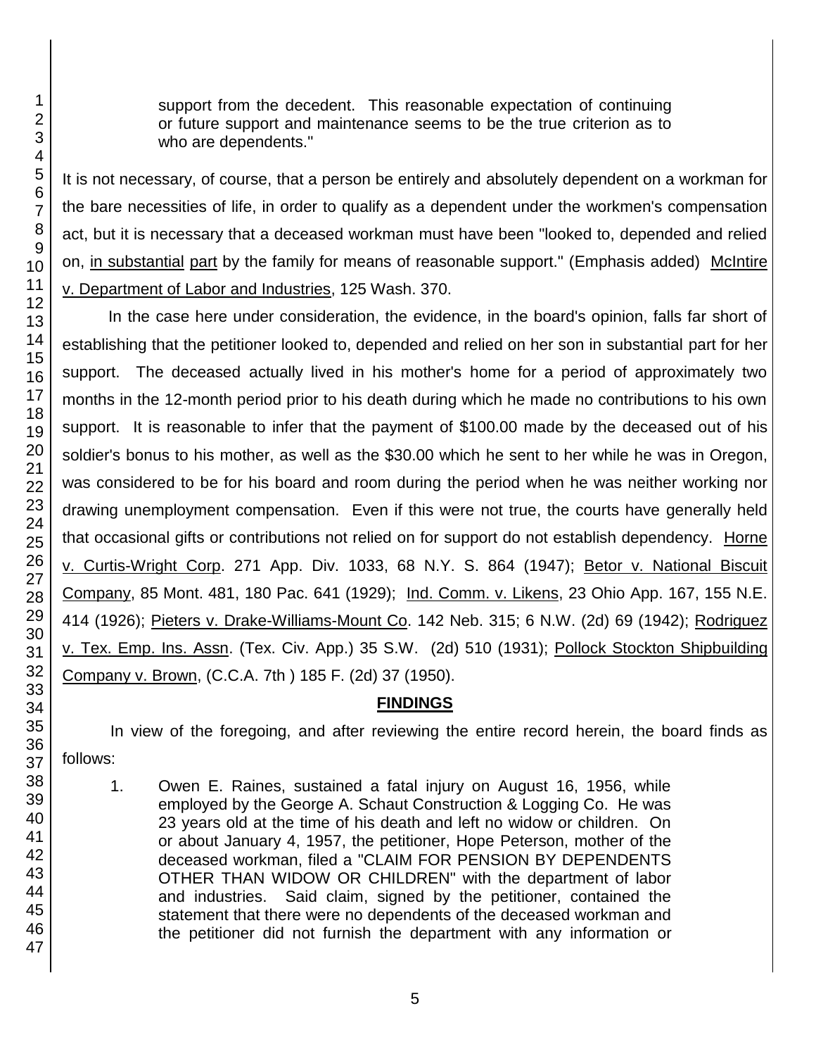> support from the decedent. This reasonable expectation of continuing or future support and maintenance seems to be the true criterion as to who are dependents."

It is not necessary, of course, that a person be entirely and absolutely dependent on a workman for the bare necessities of life, in order to qualify as a dependent under the workmen's compensation act, but it is necessary that a deceased workman must have been "looked to, depended and relied on, <u>in substantial</u> <u>part</u> by the family for means of reasonable support." (Emphasis added) <u>McIntire v. Department of Labor and Industries</u>, 125 Wash. 370.

In the case here under consideration, the evidence, in the board's opinion, falls far short of establishing that the petitioner looked to, depended and relied on her son in substantial part for her support. The deceased actually lived in his mother's home for a period of approximately two months in the 12-month period prior to his death during which he made no contributions to his own support. It is reasonable to infer that the payment of $100.00 made by the deceased out of his soldier's bonus to his mother, as well as the $30.00 which he sent to her while he was in Oregon, was considered to be for his board and room during the period when he was neither working nor drawing unemployment compensation. Even if this were not true, the courts have generally held that occasional gifts or contributions not relied on for support do not establish dependency. <u>Horne v. Curtis-Wright Corp</u>. 271 App. Div. 1033, 68 N.Y. S. 864 (1947); <u>Betor v. National Biscuit Company</u>, 85 Mont. 481, 180 Pac. 641 (1929); <u>Ind. Comm. v. Likens</u>, 23 Ohio App. 167, 155 N.E. 414 (1926); <u>Pieters v. Drake-Williams-Mount Co</u>. 142 Neb. 315; 6 N.W. (2d) 69 (1942); <u>Rodriguez v. Tex. Emp. Ins. Assn</u>. (Tex. Civ. App.) 35 S.W. (2d) 510 (1931); <u>Pollock Stockton Shipbuilding Company v. Brown</u>, (C.C.A. 7th ) 185 F. (2d) 37 (1950).

## FINDINGS

In view of the foregoing, and after reviewing the entire record herein, the board finds as follows:

1. Owen E. Raines, sustained a fatal injury on August 16, 1956, while employed by the George A. Schaut Construction & Logging Co. He was 23 years old at the time of his death and left no widow or children. On or about January 4, 1957, the petitioner, Hope Peterson, mother of the deceased workman, filed a "CLAIM FOR PENSION BY DEPENDENTS OTHER THAN WIDOW OR CHILDREN" with the department of labor and industries. Said claim, signed by the petitioner, contained the statement that there were no dependents of the deceased workman and the petitioner did not furnish the department with any information or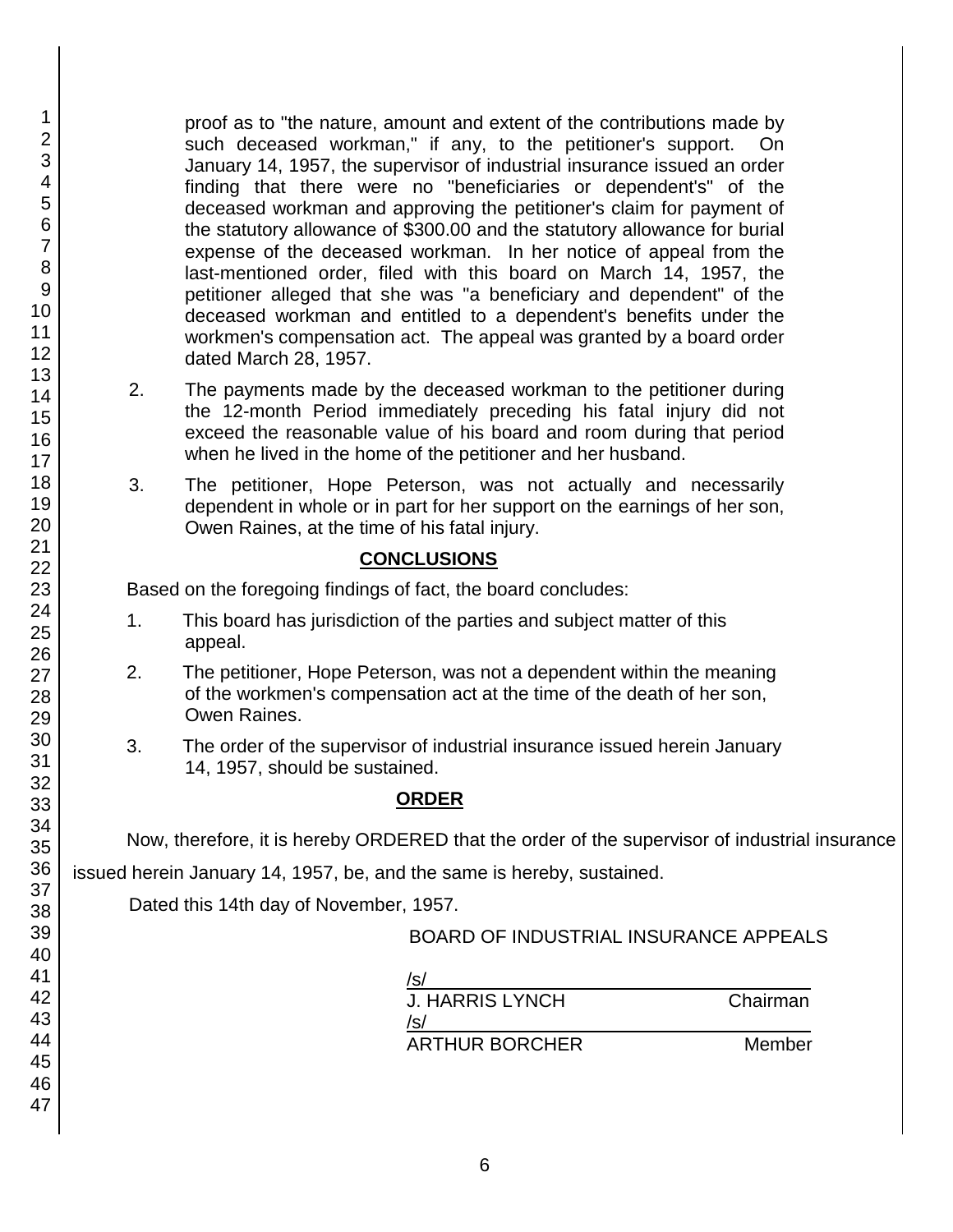proof as to "the nature, amount and extent of the contributions made by such deceased workman," if any, to the petitioner's support. On January 14, 1957, the supervisor of industrial insurance issued an order finding that there were no "beneficiaries or dependent's" of the deceased workman and approving the petitioner's claim for payment of the statutory allowance of $300.00 and the statutory allowance for burial expense of the deceased workman. In her notice of appeal from the last-mentioned order, filed with this board on March 14, 1957, the petitioner alleged that she was "a beneficiary and dependent" of the deceased workman and entitled to a dependent's benefits under the workmen's compensation act. The appeal was granted by a board order dated March 28, 1957.

2. The payments made by the deceased workman to the petitioner during the 12-month Period immediately preceding his fatal injury did not exceed the reasonable value of his board and room during that period when he lived in the home of the petitioner and her husband.

3. The petitioner, Hope Peterson, was not actually and necessarily dependent in whole or in part for her support on the earnings of her son, Owen Raines, at the time of his fatal injury.

## CONCLUSIONS

Based on the foregoing findings of fact, the board concludes:

1. This board has jurisdiction of the parties and subject matter of this appeal.

2. The petitioner, Hope Peterson, was not a dependent within the meaning of the workmen's compensation act at the time of the death of her son, Owen Raines.

3. The order of the supervisor of industrial insurance issued herein January 14, 1957, should be sustained.

## ORDER

Now, therefore, it is hereby ORDERED that the order of the supervisor of industrial insurance issued herein January 14, 1957, be, and the same is hereby, sustained.

Dated this 14th day of November, 1957.

BOARD OF INDUSTRIAL INSURANCE APPEALS

/s/
J. HARRIS LYNCH Chairman

/s/
ARTHUR BORCHER Member